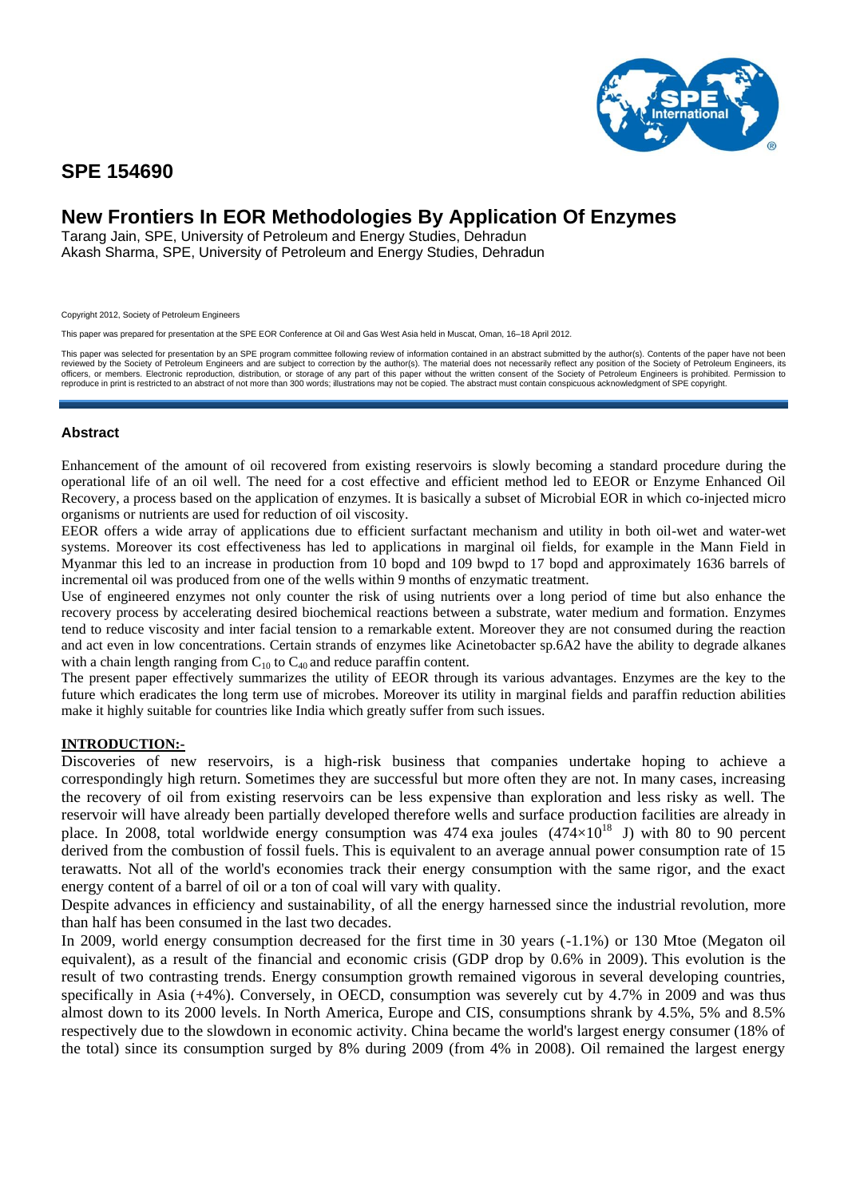# SPE 154690

## New Frontiers In EOR Methodologies By Application Of Enzymes

Tarang Jain, SPE, University of Petroleum and Energy Studies, Dehradun
Akash Sharma, SPE, University of Petroleum and Energy Studies, Dehradun

Copyright 2012, Society of Petroleum Engineers

This paper was prepared for presentation at the SPE EOR Conference at Oil and Gas West Asia held in Muscat, Oman, 16–18 April 2012.

This paper was selected for presentation by an SPE program committee following review of information contained in an abstract submitted by the author(s). Contents of the paper have not been reviewed by the Society of Petroleum Engineers and are subject to correction by the author(s). The material does not necessarily reflect any position of the Society of Petroleum Engineers, its officers, or members. Electronic reproduction, distribution, or storage of any part of this paper without the written consent of the Society of Petroleum Engineers is prohibited. Permission to reproduce in print is restricted to an abstract of not more than 300 words; illustrations may not be copied. The abstract must contain conspicuous acknowledgment of SPE copyright.

### Abstract

Enhancement of the amount of oil recovered from existing reservoirs is slowly becoming a standard procedure during the operational life of an oil well. The need for a cost effective and efficient method led to EEOR or Enzyme Enhanced Oil Recovery, a process based on the application of enzymes. It is basically a subset of Microbial EOR in which co-injected micro organisms or nutrients are used for reduction of oil viscosity.

EEOR offers a wide array of applications due to efficient surfactant mechanism and utility in both oil-wet and water-wet systems. Moreover its cost effectiveness has led to applications in marginal oil fields, for example in the Mann Field in Myanmar this led to an increase in production from 10 bopd and 109 bwpd to 17 bopd and approximately 1636 barrels of incremental oil was produced from one of the wells within 9 months of enzymatic treatment.

Use of engineered enzymes not only counter the risk of using nutrients over a long period of time but also enhance the recovery process by accelerating desired biochemical reactions between a substrate, water medium and formation. Enzymes tend to reduce viscosity and inter facial tension to a remarkable extent. Moreover they are not consumed during the reaction and act even in low concentrations. Certain strands of enzymes like Acinetobacter sp.6A2 have the ability to degrade alkanes with a chain length ranging from $C_{10}$ to $C_{40}$ and reduce paraffin content.

The present paper effectively summarizes the utility of EEOR through its various advantages. Enzymes are the key to the future which eradicates the long term use of microbes. Moreover its utility in marginal fields and paraffin reduction abilities make it highly suitable for countries like India which greatly suffer from such issues.

### INTRODUCTION:-

Discoveries of new reservoirs, is a high-risk business that companies undertake hoping to achieve a correspondingly high return. Sometimes they are successful but more often they are not. In many cases, increasing the recovery of oil from existing reservoirs can be less expensive than exploration and less risky as well. The reservoir will have already been partially developed therefore wells and surface production facilities are already in place. In 2008, total worldwide energy consumption was 474 exa joules ($474\times10^{18}$ J) with 80 to 90 percent derived from the combustion of fossil fuels. This is equivalent to an average annual power consumption rate of 15 terawatts. Not all of the world's economies track their energy consumption with the same rigor, and the exact energy content of a barrel of oil or a ton of coal will vary with quality.

Despite advances in efficiency and sustainability, of all the energy harnessed since the industrial revolution, more than half has been consumed in the last two decades.

In 2009, world energy consumption decreased for the first time in 30 years (-1.1%) or 130 Mtoe (Megaton oil equivalent), as a result of the financial and economic crisis (GDP drop by 0.6% in 2009). This evolution is the result of two contrasting trends. Energy consumption growth remained vigorous in several developing countries, specifically in Asia (+4%). Conversely, in OECD, consumption was severely cut by 4.7% in 2009 and was thus almost down to its 2000 levels. In North America, Europe and CIS, consumptions shrank by 4.5%, 5% and 8.5% respectively due to the slowdown in economic activity. China became the world's largest energy consumer (18% of the total) since its consumption surged by 8% during 2009 (from 4% in 2008). Oil remained the largest energy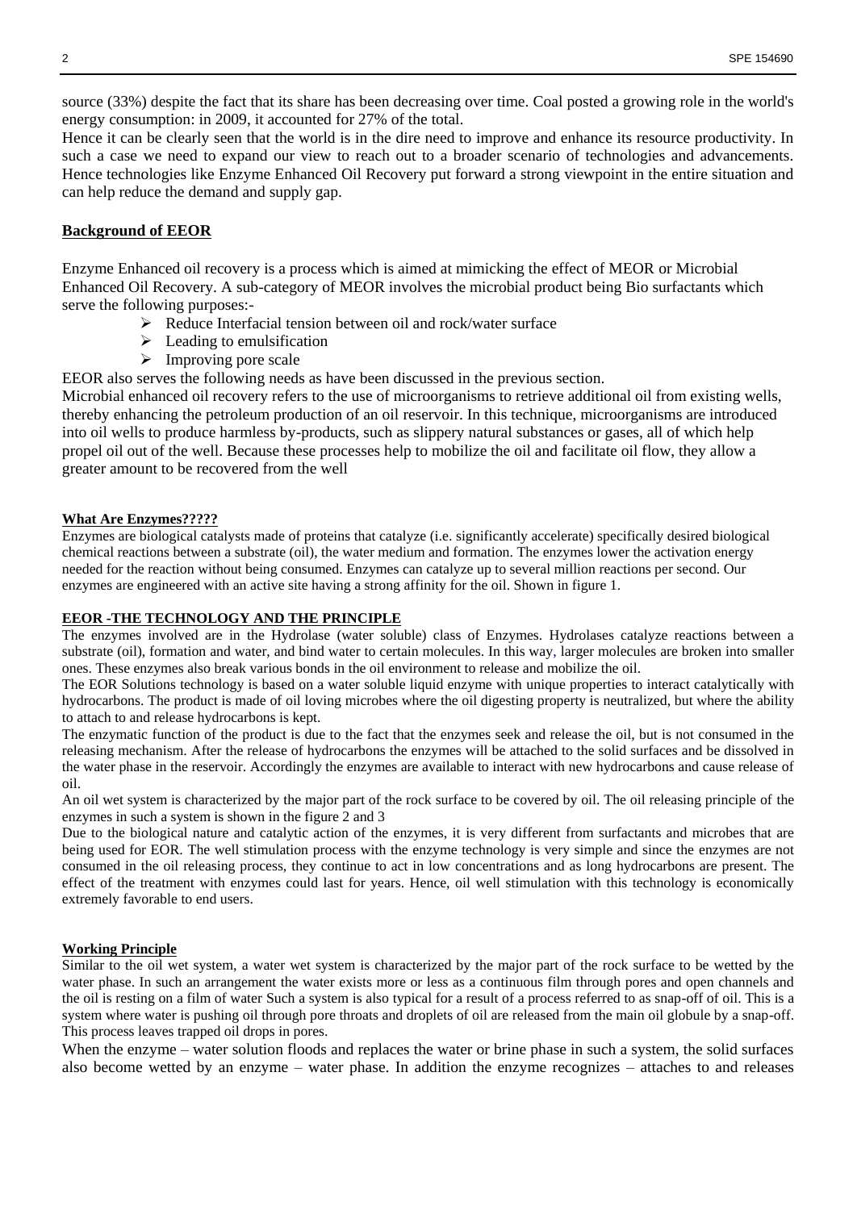source (33%) despite the fact that its share has been decreasing over time. Coal posted a growing role in the world's energy consumption: in 2009, it accounted for 27% of the total.

Hence it can be clearly seen that the world is in the dire need to improve and enhance its resource productivity. In such a case we need to expand our view to reach out to a broader scenario of technologies and advancements. Hence technologies like Enzyme Enhanced Oil Recovery put forward a strong viewpoint in the entire situation and can help reduce the demand and supply gap.

## Background of EEOR

Enzyme Enhanced oil recovery is a process which is aimed at mimicking the effect of MEOR or Microbial Enhanced Oil Recovery. A sub-category of MEOR involves the microbial product being Bio surfactants which serve the following purposes:-

- Reduce Interfacial tension between oil and rock/water surface
- Leading to emulsification
- Improving pore scale

EEOR also serves the following needs as have been discussed in the previous section.

Microbial enhanced oil recovery refers to the use of microorganisms to retrieve additional oil from existing wells, thereby enhancing the petroleum production of an oil reservoir. In this technique, microorganisms are introduced into oil wells to produce harmless by-products, such as slippery natural substances or gases, all of which help propel oil out of the well. Because these processes help to mobilize the oil and facilitate oil flow, they allow a greater amount to be recovered from the well

### What Are Enzymes?????

Enzymes are biological catalysts made of proteins that catalyze (i.e. significantly accelerate) specifically desired biological chemical reactions between a substrate (oil), the water medium and formation. The enzymes lower the activation energy needed for the reaction without being consumed. Enzymes can catalyze up to several million reactions per second. Our enzymes are engineered with an active site having a strong affinity for the oil. Shown in figure 1.

### EEOR -THE TECHNOLOGY AND THE PRINCIPLE

The enzymes involved are in the Hydrolase (water soluble) class of Enzymes. Hydrolases catalyze reactions between a substrate (oil), formation and water, and bind water to certain molecules. In this way, larger molecules are broken into smaller ones. These enzymes also break various bonds in the oil environment to release and mobilize the oil.

The EOR Solutions technology is based on a water soluble liquid enzyme with unique properties to interact catalytically with hydrocarbons. The product is made of oil loving microbes where the oil digesting property is neutralized, but where the ability to attach to and release hydrocarbons is kept.

The enzymatic function of the product is due to the fact that the enzymes seek and release the oil, but is not consumed in the releasing mechanism. After the release of hydrocarbons the enzymes will be attached to the solid surfaces and be dissolved in the water phase in the reservoir. Accordingly the enzymes are available to interact with new hydrocarbons and cause release of oil.

An oil wet system is characterized by the major part of the rock surface to be covered by oil. The oil releasing principle of the enzymes in such a system is shown in the figure 2 and 3

Due to the biological nature and catalytic action of the enzymes, it is very different from surfactants and microbes that are being used for EOR. The well stimulation process with the enzyme technology is very simple and since the enzymes are not consumed in the oil releasing process, they continue to act in low concentrations and as long hydrocarbons are present. The effect of the treatment with enzymes could last for years. Hence, oil well stimulation with this technology is economically extremely favorable to end users.

### Working Principle

Similar to the oil wet system, a water wet system is characterized by the major part of the rock surface to be wetted by the water phase. In such an arrangement the water exists more or less as a continuous film through pores and open channels and the oil is resting on a film of water Such a system is also typical for a result of a process referred to as snap-off of oil. This is a system where water is pushing oil through pore throats and droplets of oil are released from the main oil globule by a snap-off. This process leaves trapped oil drops in pores.

When the enzyme – water solution floods and replaces the water or brine phase in such a system, the solid surfaces also become wetted by an enzyme – water phase. In addition the enzyme recognizes – attaches to and releases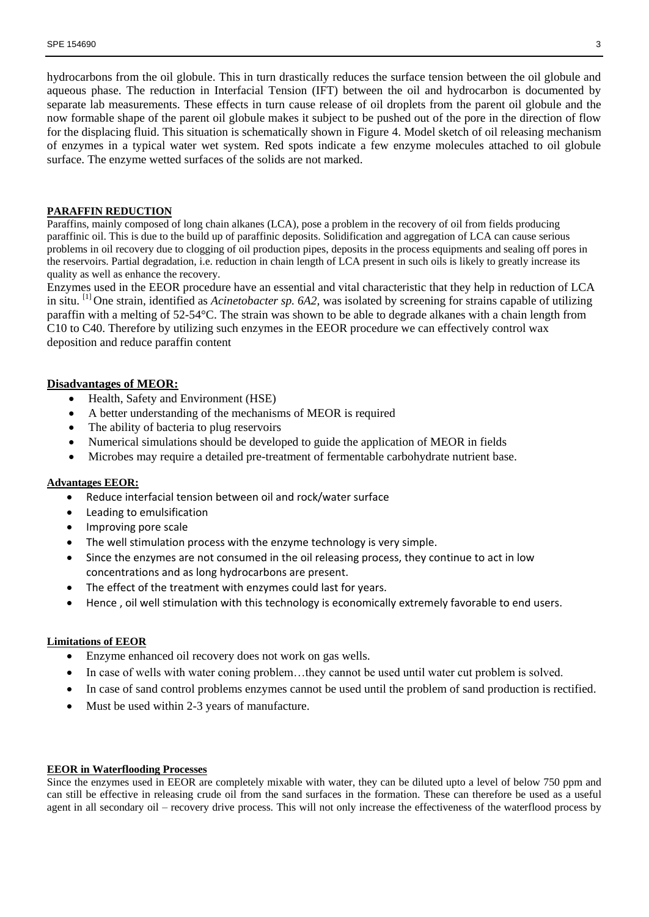hydrocarbons from the oil globule. This in turn drastically reduces the surface tension between the oil globule and aqueous phase. The reduction in Interfacial Tension (IFT) between the oil and hydrocarbon is documented by separate lab measurements. These effects in turn cause release of oil droplets from the parent oil globule and the now formable shape of the parent oil globule makes it subject to be pushed out of the pore in the direction of flow for the displacing fluid. This situation is schematically shown in Figure 4. Model sketch of oil releasing mechanism of enzymes in a typical water wet system. Red spots indicate a few enzyme molecules attached to oil globule surface. The enzyme wetted surfaces of the solids are not marked.

## PARAFFIN REDUCTION

Paraffins, mainly composed of long chain alkanes (LCA), pose a problem in the recovery of oil from fields producing paraffinic oil. This is due to the build up of paraffinic deposits. Solidification and aggregation of LCA can cause serious problems in oil recovery due to clogging of oil production pipes, deposits in the process equipments and sealing off pores in the reservoirs. Partial degradation, i.e. reduction in chain length of LCA present in such oils is likely to greatly increase its quality as well as enhance the recovery.

Enzymes used in the EEOR procedure have an essential and vital characteristic that they help in reduction of LCA in situ. [1] One strain, identified as *Acinetobacter sp. 6A2,* was isolated by screening for strains capable of utilizing paraffin with a melting of 52-54°C. The strain was shown to be able to degrade alkanes with a chain length from C10 to C40. Therefore by utilizing such enzymes in the EEOR procedure we can effectively control wax deposition and reduce paraffin content

## Disadvantages of MEOR:

- Health, Safety and Environment (HSE)
- A better understanding of the mechanisms of MEOR is required
- The ability of bacteria to plug reservoirs
- Numerical simulations should be developed to guide the application of MEOR in fields
- Microbes may require a detailed pre-treatment of fermentable carbohydrate nutrient base.

## Advantages EEOR:

- Reduce interfacial tension between oil and rock/water surface
- Leading to emulsification
- Improving pore scale
- The well stimulation process with the enzyme technology is very simple.
- Since the enzymes are not consumed in the oil releasing process, they continue to act in low concentrations and as long hydrocarbons are present.
- The effect of the treatment with enzymes could last for years.
- Hence , oil well stimulation with this technology is economically extremely favorable to end users.

## Limitations of EEOR

- Enzyme enhanced oil recovery does not work on gas wells.
- In case of wells with water coning problem…they cannot be used until water cut problem is solved.
- In case of sand control problems enzymes cannot be used until the problem of sand production is rectified.
- Must be used within 2-3 years of manufacture.

## EEOR in Waterflooding Processes

Since the enzymes used in EEOR are completely mixable with water, they can be diluted upto a level of below 750 ppm and can still be effective in releasing crude oil from the sand surfaces in the formation. These can therefore be used as a useful agent in all secondary oil – recovery drive process. This will not only increase the effectiveness of the waterflood process by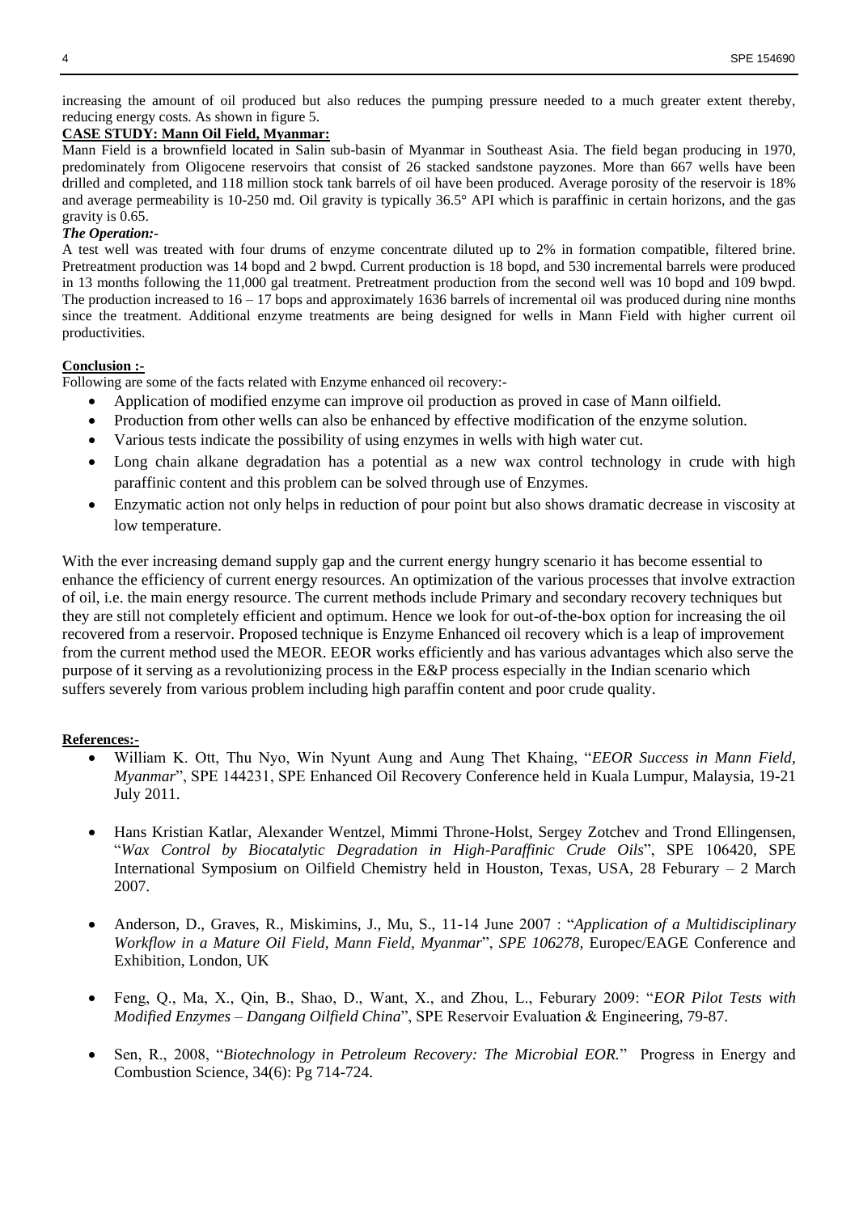increasing the amount of oil produced but also reduces the pumping pressure needed to a much greater extent thereby, reducing energy costs. As shown in figure 5.

**CASE STUDY: Mann Oil Field, Myanmar:**

Mann Field is a brownfield located in Salin sub-basin of Myanmar in Southeast Asia. The field began producing in 1970, predominately from Oligocene reservoirs that consist of 26 stacked sandstone payzones. More than 667 wells have been drilled and completed, and 118 million stock tank barrels of oil have been produced. Average porosity of the reservoir is 18% and average permeability is 10-250 md. Oil gravity is typically 36.5° API which is paraffinic in certain horizons, and the gas gravity is 0.65.

***The Operation:-***

A test well was treated with four drums of enzyme concentrate diluted up to 2% in formation compatible, filtered brine. Pretreatment production was 14 bopd and 2 bwpd. Current production is 18 bopd, and 530 incremental barrels were produced in 13 months following the 11,000 gal treatment. Pretreatment production from the second well was 10 bopd and 109 bwpd. The production increased to 16 – 17 bops and approximately 1636 barrels of incremental oil was produced during nine months since the treatment. Additional enzyme treatments are being designed for wells in Mann Field with higher current oil productivities.

**Conclusion :-**

Following are some of the facts related with Enzyme enhanced oil recovery:-

- Application of modified enzyme can improve oil production as proved in case of Mann oilfield.
- Production from other wells can also be enhanced by effective modification of the enzyme solution.
- Various tests indicate the possibility of using enzymes in wells with high water cut.
- Long chain alkane degradation has a potential as a new wax control technology in crude with high paraffinic content and this problem can be solved through use of Enzymes.
- Enzymatic action not only helps in reduction of pour point but also shows dramatic decrease in viscosity at low temperature.

With the ever increasing demand supply gap and the current energy hungry scenario it has become essential to enhance the efficiency of current energy resources. An optimization of the various processes that involve extraction of oil, i.e. the main energy resource. The current methods include Primary and secondary recovery techniques but they are still not completely efficient and optimum. Hence we look for out-of-the-box option for increasing the oil recovered from a reservoir. Proposed technique is Enzyme Enhanced oil recovery which is a leap of improvement from the current method used the MEOR. EEOR works efficiently and has various advantages which also serve the purpose of it serving as a revolutionizing process in the E&P process especially in the Indian scenario which suffers severely from various problem including high paraffin content and poor crude quality.

**References:-**

- William K. Ott, Thu Nyo, Win Nyunt Aung and Aung Thet Khaing, "*EEOR Success in Mann Field, Myanmar*", SPE 144231, SPE Enhanced Oil Recovery Conference held in Kuala Lumpur, Malaysia, 19-21 July 2011.
- Hans Kristian Katlar, Alexander Wentzel, Mimmi Throne-Holst, Sergey Zotchev and Trond Ellingensen, "*Wax Control by Biocatalytic Degradation in High-Paraffinic Crude Oils*", SPE 106420, SPE International Symposium on Oilfield Chemistry held in Houston, Texas, USA, 28 Feburary – 2 March 2007.
- Anderson, D., Graves, R., Miskimins, J., Mu, S., 11-14 June 2007 : "*Application of a Multidisciplinary Workflow in a Mature Oil Field, Mann Field, Myanmar*", *SPE 106278,* Europec/EAGE Conference and Exhibition, London, UK
- Feng, Q., Ma, X., Qin, B., Shao, D., Want, X., and Zhou, L., Feburary 2009: "*EOR Pilot Tests with Modified Enzymes – Dangang Oilfield China*", SPE Reservoir Evaluation & Engineering, 79-87.
- Sen, R., 2008, "*Biotechnology in Petroleum Recovery: The Microbial EOR.*" Progress in Energy and Combustion Science, 34(6): Pg 714-724.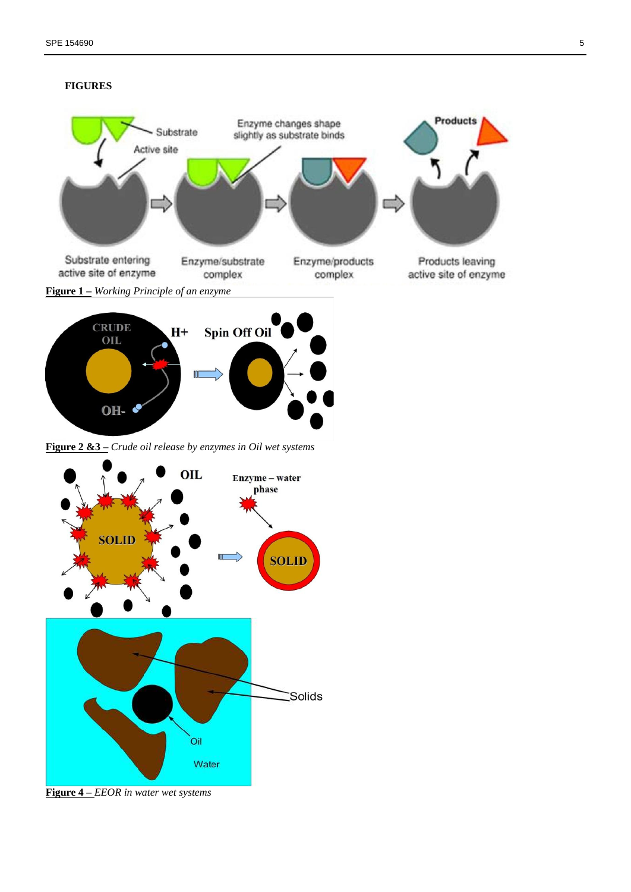**FIGURES**

**Figure 1 –** *Working Principle of an enzyme*

**Figure 2 &3 –** *Crude oil release by enzymes in Oil wet systems*

**Figure 4 –** *EEOR in water wet systems*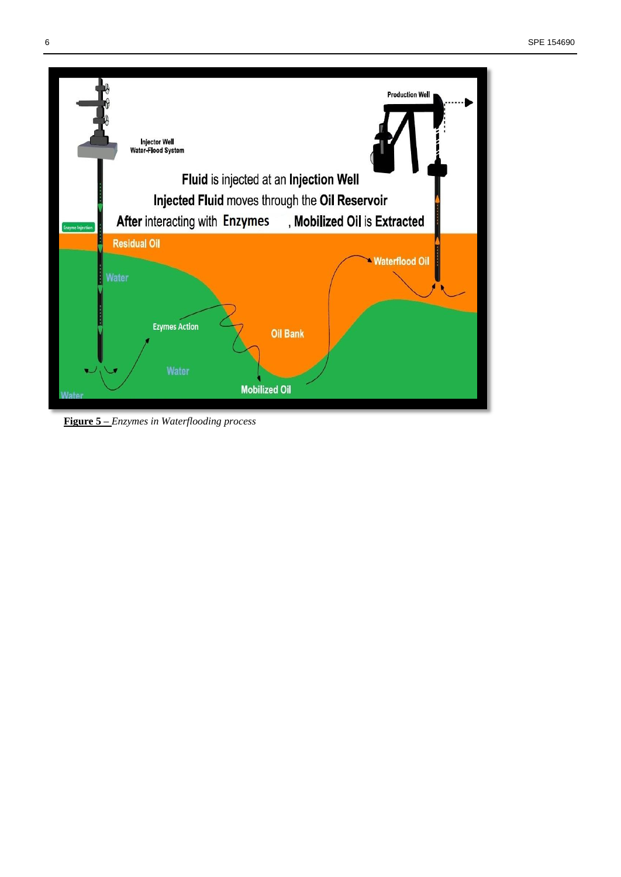Injector Well
Water-Flood System

Production Well

Fluid is injected at an Injection Well

Injected Fluid moves through the Oil Reservoir

After interacting with Enzymes , Mobilized Oil is Extracted

Enzyme Injection

Residual Oil

Water

Waterflood Oil

Ezymes Action

Oil Bank

Water

Mobilized Oil

Water

**Figure 5 –** *Enzymes in Waterflooding process*